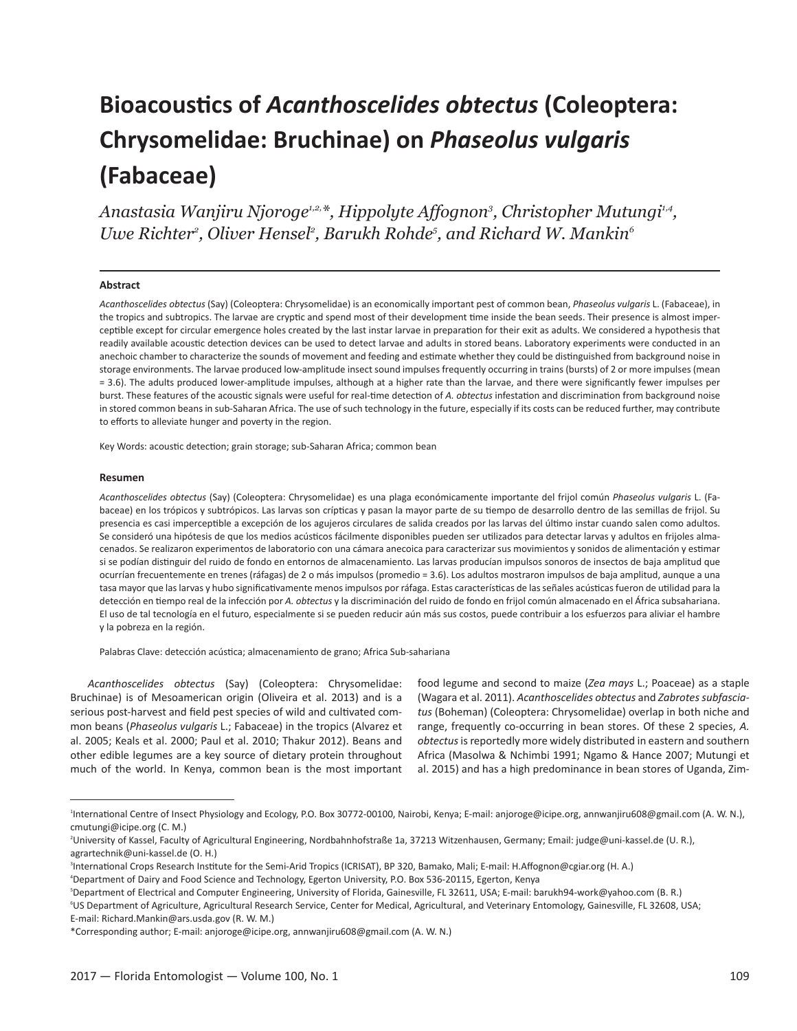# Bioacoustics of *Acanthoscelides obtectus* (Coleoptera: Chrysomelidae: Bruchinae) on *Phaseolus vulgaris* (Fabaceae)

*Anastasia Wanjiru Njoroge*[1,2,*], *Hippolyte Affognon*[3], *Christopher Mutungi*[1,4], *Uwe Richter*[2], *Oliver Hensel*[2], *Barukh Rohde*[5], *and Richard W. Mankin*[6]

### Abstract

*Acanthoscelides obtectus* (Say) (Coleoptera: Chrysomelidae) is an economically important pest of common bean, *Phaseolus vulgaris* L. (Fabaceae), in the tropics and subtropics. The larvae are cryptic and spend most of their development time inside the bean seeds. Their presence is almost imperceptible except for circular emergence holes created by the last instar larvae in preparation for their exit as adults. We considered a hypothesis that readily available acoustic detection devices can be used to detect larvae and adults in stored beans. Laboratory experiments were conducted in an anechoic chamber to characterize the sounds of movement and feeding and estimate whether they could be distinguished from background noise in storage environments. The larvae produced low-amplitude insect sound impulses frequently occurring in trains (bursts) of 2 or more impulses (mean = 3.6). The adults produced lower-amplitude impulses, although at a higher rate than the larvae, and there were significantly fewer impulses per burst. These features of the acoustic signals were useful for real-time detection of *A. obtectus* infestation and discrimination from background noise in stored common beans in sub-Saharan Africa. The use of such technology in the future, especially if its costs can be reduced further, may contribute to efforts to alleviate hunger and poverty in the region.

Key Words: acoustic detection; grain storage; sub-Saharan Africa; common bean

### Resumen

*Acanthoscelides obtectus* (Say) (Coleoptera: Chrysomelidae) es una plaga económicamente importante del frijol común *Phaseolus vulgaris* L. (Fabaceae) en los trópicos y subtrópicos. Las larvas son crípticas y pasan la mayor parte de su tiempo de desarrollo dentro de las semillas de frijol. Su presencia es casi imperceptible a excepción de los agujeros circulares de salida creados por las larvas del último instar cuando salen como adultos. Se consideró una hipótesis de que los medios acústicos fácilmente disponibles pueden ser utilizados para detectar larvas y adultos en frijoles almacenados. Se realizaron experimentos de laboratorio con una cámara anecoica para caracterizar sus movimientos y sonidos de alimentación y estimar si se podían distinguir del ruido de fondo en entornos de almacenamiento. Las larvas producían impulsos sonoros de insectos de baja amplitud que ocurrían frecuentemente en trenes (ráfagas) de 2 o más impulsos (promedio = 3.6). Los adultos mostraron impulsos de baja amplitud, aunque a una tasa mayor que las larvas y hubo significativamente menos impulsos por ráfaga. Estas características de las señales acústicas fueron de utilidad para la detección en tiempo real de la infección por *A. obtectus* y la discriminación del ruido de fondo en frijol común almacenado en el África subsahariana. El uso de tal tecnología en el futuro, especialmente si se pueden reducir aún más sus costos, puede contribuir a los esfuerzos para aliviar el hambre y la pobreza en la región.

Palabras Clave: detección acústica; almacenamiento de grano; Africa Sub-sahariana

*Acanthoscelides obtectus* (Say) (Coleoptera: Chrysomelidae: Bruchinae) is of Mesoamerican origin (Oliveira et al. 2013) and is a serious post-harvest and field pest species of wild and cultivated common beans (*Phaseolus vulgaris* L.; Fabaceae) in the tropics (Alvarez et al. 2005; Keals et al. 2000; Paul et al. 2010; Thakur 2012). Beans and other edible legumes are a key source of dietary protein throughout much of the world. In Kenya, common bean is the most important food legume and second to maize (*Zea mays* L.; Poaceae) as a staple (Wagara et al. 2011). *Acanthoscelides obtectus* and *Zabrotes subfasciatus* (Boheman) (Coleoptera: Chrysomelidae) overlap in both niche and range, frequently co-occurring in bean stores. Of these 2 species, *A. obtectus* is reportedly more widely distributed in eastern and southern Africa (Masolwa & Nchimbi 1991; Ngamo & Hance 2007; Mutungi et al. 2015) and has a high predominance in bean stores of Uganda, Zim-

---

[1]International Centre of Insect Physiology and Ecology, P.O. Box 30772-00100, Nairobi, Kenya; E-mail: anjoroge@icipe.org, annwanjiru608@gmail.com (A. W. N.), cmutungi@icipe.org (C. M.)

[2]University of Kassel, Faculty of Agricultural Engineering, Nordbahnhofstraße 1a, 37213 Witzenhausen, Germany; Email: judge@uni-kassel.de (U. R.), agrartechnik@uni-kassel.de (O. H.)

[3]International Crops Research Institute for the Semi-Arid Tropics (ICRISAT), BP 320, Bamako, Mali; E-mail: H.Affognon@cgiar.org (H. A.)

[4]Department of Dairy and Food Science and Technology, Egerton University, P.O. Box 536-20115, Egerton, Kenya

[5]Department of Electrical and Computer Engineering, University of Florida, Gainesville, FL 32611, USA; E-mail: barukh94-work@yahoo.com (B. R.)

[6]US Department of Agriculture, Agricultural Research Service, Center for Medical, Agricultural, and Veterinary Entomology, Gainesville, FL 32608, USA; E-mail: Richard.Mankin@ars.usda.gov (R. W. M.)

*Corresponding author; E-mail: anjoroge@icipe.org, annwanjiru608@gmail.com (A. W. N.)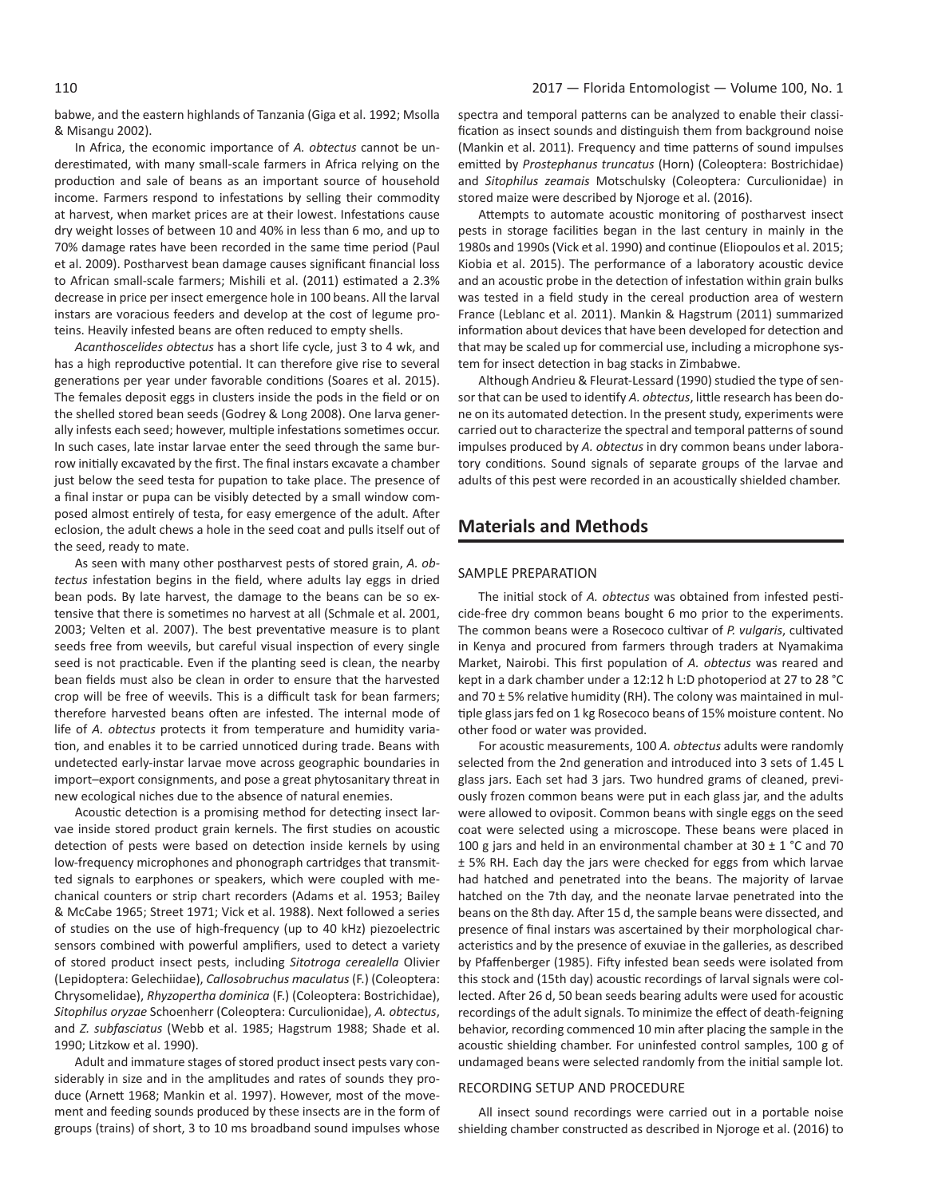babwe, and the eastern highlands of Tanzania (Giga et al. 1992; Msolla & Misangu 2002).

In Africa, the economic importance of *A. obtectus* cannot be underestimated, with many small-scale farmers in Africa relying on the production and sale of beans as an important source of household income. Farmers respond to infestations by selling their commodity at harvest, when market prices are at their lowest. Infestations cause dry weight losses of between 10 and 40% in less than 6 mo, and up to 70% damage rates have been recorded in the same time period (Paul et al. 2009). Postharvest bean damage causes significant financial loss to African small-scale farmers; Mishili et al. (2011) estimated a 2.3% decrease in price per insect emergence hole in 100 beans. All the larval instars are voracious feeders and develop at the cost of legume proteins. Heavily infested beans are often reduced to empty shells.

*Acanthoscelides obtectus* has a short life cycle, just 3 to 4 wk, and has a high reproductive potential. It can therefore give rise to several generations per year under favorable conditions (Soares et al. 2015). The females deposit eggs in clusters inside the pods in the field or on the shelled stored bean seeds (Godrey & Long 2008). One larva generally infests each seed; however, multiple infestations sometimes occur. In such cases, late instar larvae enter the seed through the same burrow initially excavated by the first. The final instars excavate a chamber just below the seed testa for pupation to take place. The presence of a final instar or pupa can be visibly detected by a small window composed almost entirely of testa, for easy emergence of the adult. After eclosion, the adult chews a hole in the seed coat and pulls itself out of the seed, ready to mate.

As seen with many other postharvest pests of stored grain, *A. obtectus* infestation begins in the field, where adults lay eggs in dried bean pods. By late harvest, the damage to the beans can be so extensive that there is sometimes no harvest at all (Schmale et al. 2001, 2003; Velten et al. 2007). The best preventative measure is to plant seeds free from weevils, but careful visual inspection of every single seed is not practicable. Even if the planting seed is clean, the nearby bean fields must also be clean in order to ensure that the harvested crop will be free of weevils. This is a difficult task for bean farmers; therefore harvested beans often are infested. The internal mode of life of *A. obtectus* protects it from temperature and humidity variation, and enables it to be carried unnoticed during trade. Beans with undetected early-instar larvae move across geographic boundaries in import–export consignments, and pose a great phytosanitary threat in new ecological niches due to the absence of natural enemies.

Acoustic detection is a promising method for detecting insect larvae inside stored product grain kernels. The first studies on acoustic detection of pests were based on detection inside kernels by using low-frequency microphones and phonograph cartridges that transmitted signals to earphones or speakers, which were coupled with mechanical counters or strip chart recorders (Adams et al. 1953; Bailey & McCabe 1965; Street 1971; Vick et al. 1988). Next followed a series of studies on the use of high-frequency (up to 40 kHz) piezoelectric sensors combined with powerful amplifiers, used to detect a variety of stored product insect pests, including *Sitotroga cerealella* Olivier (Lepidoptera: Gelechiidae), *Callosobruchus maculatus* (F.) (Coleoptera: Chrysomelidae), *Rhyzopertha dominica* (F.) (Coleoptera: Bostrichidae), *Sitophilus oryzae* Schoenherr (Coleoptera: Curculionidae), *A. obtectus*, and *Z. subfasciatus* (Webb et al. 1985; Hagstrum 1988; Shade et al. 1990; Litzkow et al. 1990).

Adult and immature stages of stored product insect pests vary considerably in size and in the amplitudes and rates of sounds they produce (Arnett 1968; Mankin et al. 1997). However, most of the movement and feeding sounds produced by these insects are in the form of groups (trains) of short, 3 to 10 ms broadband sound impulses whose spectra and temporal patterns can be analyzed to enable their classification as insect sounds and distinguish them from background noise (Mankin et al. 2011). Frequency and time patterns of sound impulses emitted by *Prostephanus truncatus* (Horn) (Coleoptera: Bostrichidae) and *Sitophilus zeamais* Motschulsky (Coleoptera: Curculionidae) in stored maize were described by Njoroge et al. (2016).

Attempts to automate acoustic monitoring of postharvest insect pests in storage facilities began in the last century in mainly in the 1980s and 1990s (Vick et al. 1990) and continue (Eliopoulos et al. 2015; Kiobia et al. 2015). The performance of a laboratory acoustic device and an acoustic probe in the detection of infestation within grain bulks was tested in a field study in the cereal production area of western France (Leblanc et al. 2011). Mankin & Hagstrum (2011) summarized information about devices that have been developed for detection and that may be scaled up for commercial use, including a microphone system for insect detection in bag stacks in Zimbabwe.

Although Andrieu & Fleurat-Lessard (1990) studied the type of sensor that can be used to identify *A. obtectus*, little research has been done on its automated detection. In the present study, experiments were carried out to characterize the spectral and temporal patterns of sound impulses produced by *A. obtectus* in dry common beans under laboratory conditions. Sound signals of separate groups of the larvae and adults of this pest were recorded in an acoustically shielded chamber.

## Materials and Methods

### SAMPLE PREPARATION

The initial stock of *A. obtectus* was obtained from infested pesticide-free dry common beans bought 6 mo prior to the experiments. The common beans were a Rosecoco cultivar of *P. vulgaris*, cultivated in Kenya and procured from farmers through traders at Nyamakima Market, Nairobi. This first population of *A. obtectus* was reared and kept in a dark chamber under a 12:12 h L:D photoperiod at 27 to 28 °C and 70 ± 5% relative humidity (RH). The colony was maintained in multiple glass jars fed on 1 kg Rosecoco beans of 15% moisture content. No other food or water was provided.

For acoustic measurements, 100 *A. obtectus* adults were randomly selected from the 2nd generation and introduced into 3 sets of 1.45 L glass jars. Each set had 3 jars. Two hundred grams of cleaned, previously frozen common beans were put in each glass jar, and the adults were allowed to oviposit. Common beans with single eggs on the seed coat were selected using a microscope. These beans were placed in 100 g jars and held in an environmental chamber at 30 ± 1 °C and 70 ± 5% RH. Each day the jars were checked for eggs from which larvae had hatched and penetrated into the beans. The majority of larvae hatched on the 7th day, and the neonate larvae penetrated into the beans on the 8th day. After 15 d, the sample beans were dissected, and presence of final instars was ascertained by their morphological characteristics and by the presence of exuviae in the galleries, as described by Pfaffenberger (1985). Fifty infested bean seeds were isolated from this stock and (15th day) acoustic recordings of larval signals were collected. After 26 d, 50 bean seeds bearing adults were used for acoustic recordings of the adult signals. To minimize the effect of death-feigning behavior, recording commenced 10 min after placing the sample in the acoustic shielding chamber. For uninfested control samples, 100 g of undamaged beans were selected randomly from the initial sample lot.

### RECORDING SETUP AND PROCEDURE

All insect sound recordings were carried out in a portable noise shielding chamber constructed as described in Njoroge et al. (2016) to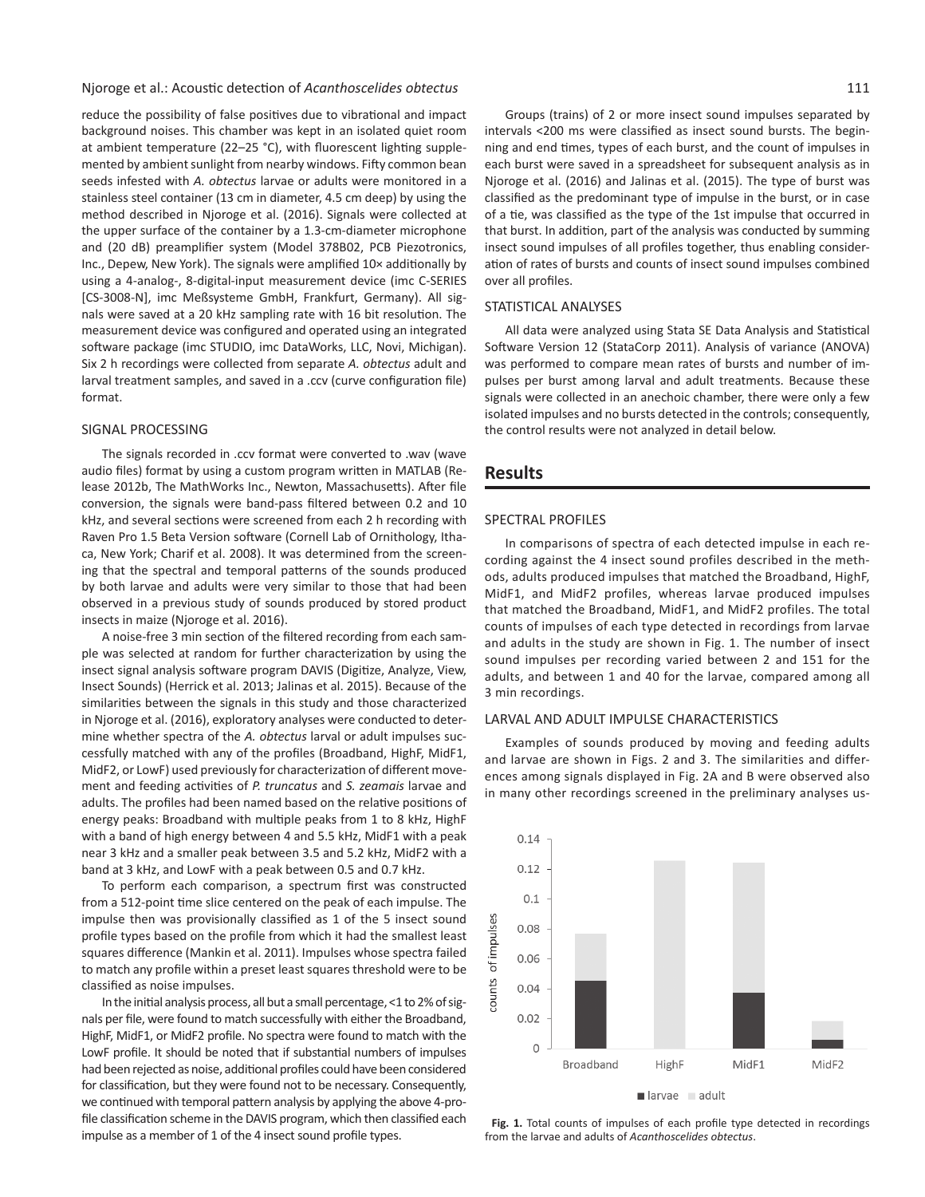reduce the possibility of false positives due to vibrational and impact background noises. This chamber was kept in an isolated quiet room at ambient temperature (22–25 °C), with fluorescent lighting supplemented by ambient sunlight from nearby windows. Fifty common bean seeds infested with *A. obtectus* larvae or adults were monitored in a stainless steel container (13 cm in diameter, 4.5 cm deep) by using the method described in Njoroge et al. (2016). Signals were collected at the upper surface of the container by a 1.3-cm-diameter microphone and (20 dB) preamplifier system (Model 378B02, PCB Piezotronics, Inc., Depew, New York). The signals were amplified 10× additionally by using a 4-analog-, 8-digital-input measurement device (imc C-SERIES [CS-3008-N], imc Meßsysteme GmbH, Frankfurt, Germany). All signals were saved at a 20 kHz sampling rate with 16 bit resolution. The measurement device was configured and operated using an integrated software package (imc STUDIO, imc DataWorks, LLC, Novi, Michigan). Six 2 h recordings were collected from separate *A. obtectus* adult and larval treatment samples, and saved in a .ccv (curve configuration file) format.

### SIGNAL PROCESSING

The signals recorded in .ccv format were converted to .wav (wave audio files) format by using a custom program written in MATLAB (Release 2012b, The MathWorks Inc., Newton, Massachusetts). After file conversion, the signals were band-pass filtered between 0.2 and 10 kHz, and several sections were screened from each 2 h recording with Raven Pro 1.5 Beta Version software (Cornell Lab of Ornithology, Ithaca, New York; Charif et al. 2008). It was determined from the screening that the spectral and temporal patterns of the sounds produced by both larvae and adults were very similar to those that had been observed in a previous study of sounds produced by stored product insects in maize (Njoroge et al. 2016).

A noise-free 3 min section of the filtered recording from each sample was selected at random for further characterization by using the insect signal analysis software program DAVIS (Digitize, Analyze, View, Insect Sounds) (Herrick et al. 2013; Jalinas et al. 2015). Because of the similarities between the signals in this study and those characterized in Njoroge et al. (2016), exploratory analyses were conducted to determine whether spectra of the *A. obtectus* larval or adult impulses successfully matched with any of the profiles (Broadband, HighF, MidF1, MidF2, or LowF) used previously for characterization of different movement and feeding activities of *P. truncatus* and *S. zeamais* larvae and adults. The profiles had been named based on the relative positions of energy peaks: Broadband with multiple peaks from 1 to 8 kHz, HighF with a band of high energy between 4 and 5.5 kHz, MidF1 with a peak near 3 kHz and a smaller peak between 3.5 and 5.2 kHz, MidF2 with a band at 3 kHz, and LowF with a peak between 0.5 and 0.7 kHz.

To perform each comparison, a spectrum first was constructed from a 512-point time slice centered on the peak of each impulse. The impulse then was provisionally classified as 1 of the 5 insect sound profile types based on the profile from which it had the smallest least squares difference (Mankin et al. 2011). Impulses whose spectra failed to match any profile within a preset least squares threshold were to be classified as noise impulses.

In the initial analysis process, all but a small percentage, <1 to 2% of signals per file, were found to match successfully with either the Broadband, HighF, MidF1, or MidF2 profile. No spectra were found to match with the LowF profile. It should be noted that if substantial numbers of impulses had been rejected as noise, additional profiles could have been considered for classification, but they were found not to be necessary. Consequently, we continued with temporal pattern analysis by applying the above 4-profile classification scheme in the DAVIS program, which then classified each impulse as a member of 1 of the 4 insect sound profile types.

Groups (trains) of 2 or more insect sound impulses separated by intervals <200 ms were classified as insect sound bursts. The beginning and end times, types of each burst, and the count of impulses in each burst were saved in a spreadsheet for subsequent analysis as in Njoroge et al. (2016) and Jalinas et al. (2015). The type of burst was classified as the predominant type of impulse in the burst, or in case of a tie, was classified as the type of the 1st impulse that occurred in that burst. In addition, part of the analysis was conducted by summing insect sound impulses of all profiles together, thus enabling consideration of rates of bursts and counts of insect sound impulses combined over all profiles.

### STATISTICAL ANALYSES

All data were analyzed using Stata SE Data Analysis and Statistical Software Version 12 (StataCorp 2011). Analysis of variance (ANOVA) was performed to compare mean rates of bursts and number of impulses per burst among larval and adult treatments. Because these signals were collected in an anechoic chamber, there were only a few isolated impulses and no bursts detected in the controls; consequently, the control results were not analyzed in detail below.

## Results

### SPECTRAL PROFILES

In comparisons of spectra of each detected impulse in each recording against the 4 insect sound profiles described in the methods, adults produced impulses that matched the Broadband, HighF, MidF1, and MidF2 profiles, whereas larvae produced impulses that matched the Broadband, MidF1, and MidF2 profiles. The total counts of impulses of each type detected in recordings from larvae and adults in the study are shown in Fig. 1. The number of insect sound impulses per recording varied between 2 and 151 for the adults, and between 1 and 40 for the larvae, compared among all 3 min recordings.

### LARVAL AND ADULT IMPULSE CHARACTERISTICS

Examples of sounds produced by moving and feeding adults and larvae are shown in Figs. 2 and 3. The similarities and differences among signals displayed in Fig. 2A and B were observed also in many other recordings screened in the preliminary analyses us-

**Fig. 1.** Total counts of impulses of each profile type detected in recordings from the larvae and adults of *Acanthoscelides obtectus*.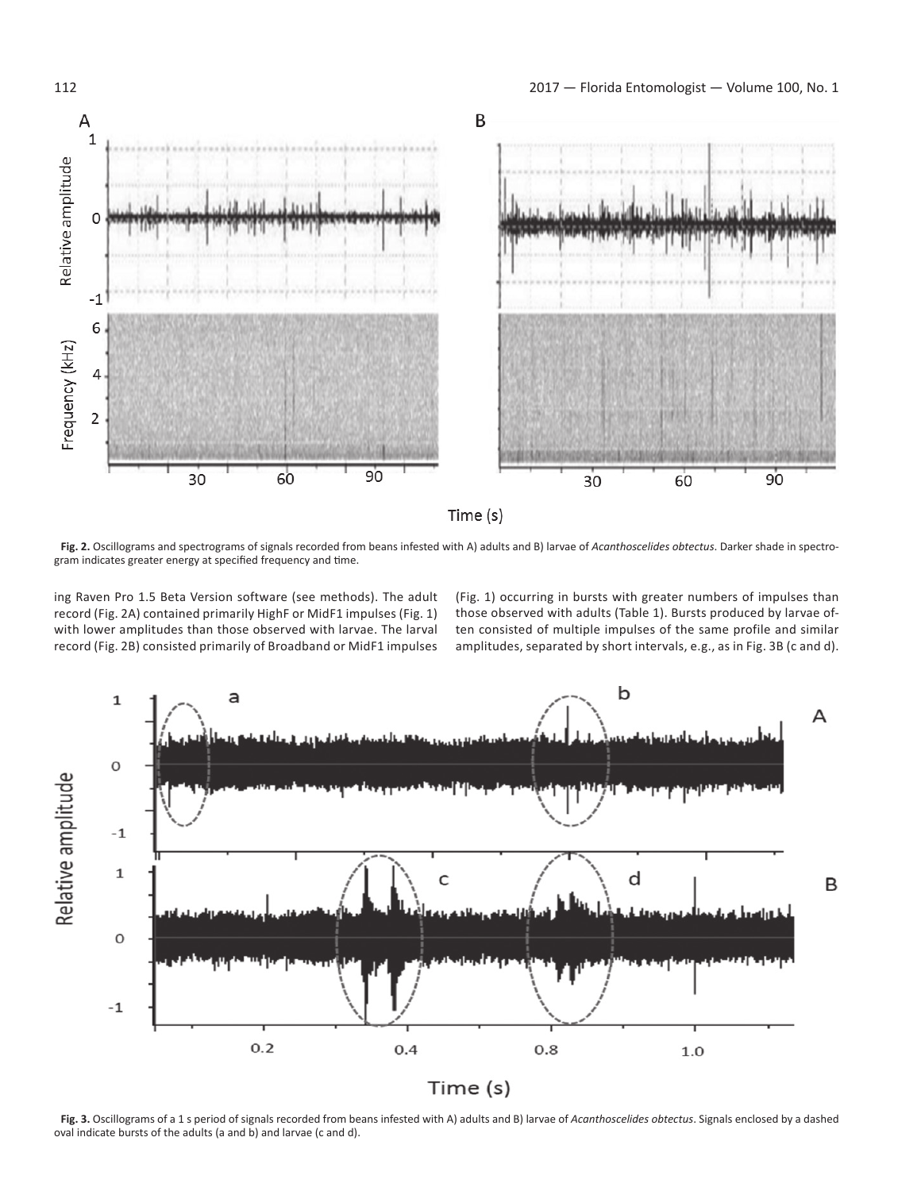**Fig. 2.** Oscillograms and spectrograms of signals recorded from beans infested with A) adults and B) larvae of *Acanthoscelides obtectus*. Darker shade in spectrogram indicates greater energy at specified frequency and time.

ing Raven Pro 1.5 Beta Version software (see methods). The adult record (Fig. 2A) contained primarily HighF or MidF1 impulses (Fig. 1) with lower amplitudes than those observed with larvae. The larval record (Fig. 2B) consisted primarily of Broadband or MidF1 impulses (Fig. 1) occurring in bursts with greater numbers of impulses than those observed with adults (Table 1). Bursts produced by larvae often consisted of multiple impulses of the same profile and similar amplitudes, separated by short intervals, e.g., as in Fig. 3B (c and d).

**Fig. 3.** Oscillograms of a 1 s period of signals recorded from beans infested with A) adults and B) larvae of *Acanthoscelides obtectus*. Signals enclosed by a dashed oval indicate bursts of the adults (a and b) and larvae (c and d).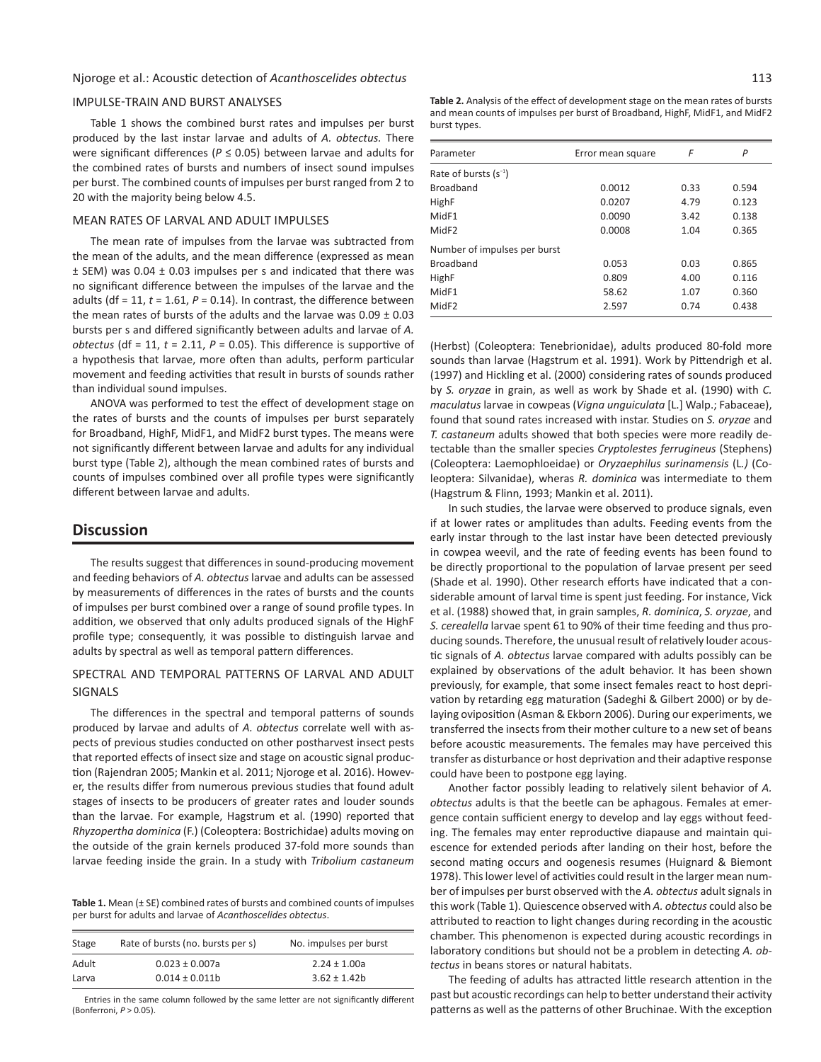### IMPULSE-TRAIN AND BURST ANALYSES

Table 1 shows the combined burst rates and impulses per burst produced by the last instar larvae and adults of *A. obtectus.* There were significant differences ($P \leq 0.05$) between larvae and adults for the combined rates of bursts and numbers of insect sound impulses per burst. The combined counts of impulses per burst ranged from 2 to 20 with the majority being below 4.5.

### MEAN RATES OF LARVAL AND ADULT IMPULSES

The mean rate of impulses from the larvae was subtracted from the mean of the adults, and the mean difference (expressed as mean ± SEM) was 0.04 ± 0.03 impulses per s and indicated that there was no significant difference between the impulses of the larvae and the adults (df = 11, $t = 1.61$, $P = 0.14$). In contrast, the difference between the mean rates of bursts of the adults and the larvae was 0.09 ± 0.03 bursts per s and differed significantly between adults and larvae of *A. obtectus* (df = 11, $t = 2.11$, $P = 0.05$). This difference is supportive of a hypothesis that larvae, more often than adults, perform particular movement and feeding activities that result in bursts of sounds rather than individual sound impulses.

ANOVA was performed to test the effect of development stage on the rates of bursts and the counts of impulses per burst separately for Broadband, HighF, MidF1, and MidF2 burst types. The means were not significantly different between larvae and adults for any individual burst type (Table 2), although the mean combined rates of bursts and counts of impulses combined over all profile types were significantly different between larvae and adults.

**Table 2.** Analysis of the effect of development stage on the mean rates of bursts and mean counts of impulses per burst of Broadband, HighF, MidF1, and MidF2 burst types.

| Parameter | Error mean square | *F* | *P* |
|---|---|---|---|
| Rate of bursts ($s^{-1}$) | | | |
| Broadband | 0.0012 | 0.33 | 0.594 |
| HighF | 0.0207 | 4.79 | 0.123 |
| MidF1 | 0.0090 | 3.42 | 0.138 |
| MidF2 | 0.0008 | 1.04 | 0.365 |
| Number of impulses per burst | | | |
| Broadband | 0.053 | 0.03 | 0.865 |
| HighF | 0.809 | 4.00 | 0.116 |
| MidF1 | 58.62 | 1.07 | 0.360 |
| MidF2 | 2.597 | 0.74 | 0.438 |

## Discussion

The results suggest that differences in sound-producing movement and feeding behaviors of *A. obtectus* larvae and adults can be assessed by measurements of differences in the rates of bursts and the counts of impulses per burst combined over a range of sound profile types. In addition, we observed that only adults produced signals of the HighF profile type; consequently, it was possible to distinguish larvae and adults by spectral as well as temporal pattern differences.

### SPECTRAL AND TEMPORAL PATTERNS OF LARVAL AND ADULT SIGNALS

The differences in the spectral and temporal patterns of sounds produced by larvae and adults of *A. obtectus* correlate well with aspects of previous studies conducted on other postharvest insect pests that reported effects of insect size and stage on acoustic signal production (Rajendran 2005; Mankin et al. 2011; Njoroge et al. 2016). However, the results differ from numerous previous studies that found adult stages of insects to be producers of greater rates and louder sounds than the larvae. For example, Hagstrum et al. (1990) reported that *Rhyzopertha dominica* (F.) (Coleoptera: Bostrichidae) adults moving on the outside of the grain kernels produced 37-fold more sounds than larvae feeding inside the grain. In a study with *Tribolium castaneum* (Herbst) (Coleoptera: Tenebrionidae), adults produced 80-fold more sounds than larvae (Hagstrum et al. 1991). Work by Pittendrigh et al. (1997) and Hickling et al. (2000) considering rates of sounds produced by *S. oryzae* in grain, as well as work by Shade et al. (1990) with *C. maculatus* larvae in cowpeas (*Vigna unguiculata* [L.] Walp.; Fabaceae), found that sound rates increased with instar. Studies on *S. oryzae* and *T. castaneum* adults showed that both species were more readily detectable than the smaller species *Cryptolestes ferrugineus* (Stephens) (Coleoptera: Laemophloeidae) or *Oryzaephilus surinamensis* (L.) (Coleoptera: Silvanidae), wheras *R. dominica* was intermediate to them (Hagstrum & Flinn, 1993; Mankin et al. 2011).

**Table 1.** Mean (± SE) combined rates of bursts and combined counts of impulses per burst for adults and larvae of *Acanthoscelides obtectus*.

| Stage | Rate of bursts (no. bursts per s) | No. impulses per burst |
|---|---|---|
| Adult | 0.023 ± 0.007a | 2.24 ± 1.00a |
| Larva | 0.014 ± 0.011b | 3.62 ± 1.42b |

Entries in the same column followed by the same letter are not significantly different (Bonferroni, $P > 0.05$).

In such studies, the larvae were observed to produce signals, even if at lower rates or amplitudes than adults. Feeding events from the early instar through to the last instar have been detected previously in cowpea weevil, and the rate of feeding events has been found to be directly proportional to the population of larvae present per seed (Shade et al. 1990). Other research efforts have indicated that a considerable amount of larval time is spent just feeding. For instance, Vick et al. (1988) showed that, in grain samples, *R. dominica*, *S. oryzae*, and *S. cerealella* larvae spent 61 to 90% of their time feeding and thus producing sounds. Therefore, the unusual result of relatively louder acoustic signals of *A. obtectus* larvae compared with adults possibly can be explained by observations of the adult behavior. It has been shown previously, for example, that some insect females react to host deprivation by retarding egg maturation (Sadeghi & Gilbert 2000) or by delaying oviposition (Asman & Ekborn 2006). During our experiments, we transferred the insects from their mother culture to a new set of beans before acoustic measurements. The females may have perceived this transfer as disturbance or host deprivation and their adaptive response could have been to postpone egg laying.

Another factor possibly leading to relatively silent behavior of *A. obtectus* adults is that the beetle can be aphagous. Females at emergence contain sufficient energy to develop and lay eggs without feeding. The females may enter reproductive diapause and maintain quiescence for extended periods after landing on their host, before the second mating occurs and oogenesis resumes (Huignard & Biemont 1978). This lower level of activities could result in the larger mean number of impulses per burst observed with the *A. obtectus* adult signals in this work (Table 1). Quiescence observed with *A. obtectus* could also be attributed to reaction to light changes during recording in the acoustic chamber. This phenomenon is expected during acoustic recordings in laboratory conditions but should not be a problem in detecting *A. obtectus* in beans stores or natural habitats.

The feeding of adults has attracted little research attention in the past but acoustic recordings can help to better understand their activity patterns as well as the patterns of other Bruchinae. With the exception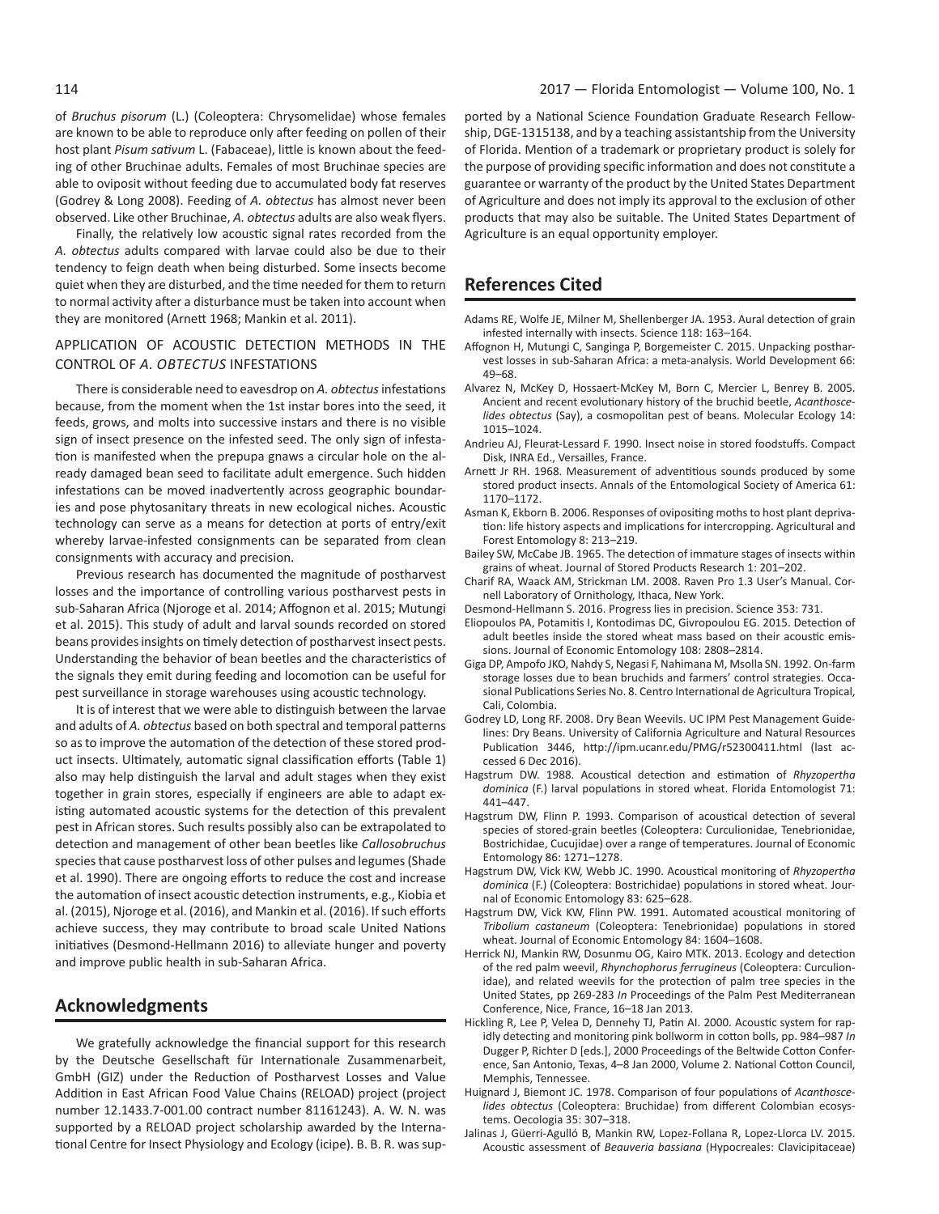of *Bruchus pisorum* (L.) (Coleoptera: Chrysomelidae) whose females are known to be able to reproduce only after feeding on pollen of their host plant *Pisum sativum* L. (Fabaceae), little is known about the feeding of other Bruchinae adults. Females of most Bruchinae species are able to oviposit without feeding due to accumulated body fat reserves (Godrey & Long 2008). Feeding of *A. obtectus* has almost never been observed. Like other Bruchinae, *A. obtectus* adults are also weak flyers.

Finally, the relatively low acoustic signal rates recorded from the *A. obtectus* adults compared with larvae could also be due to their tendency to feign death when being disturbed. Some insects become quiet when they are disturbed, and the time needed for them to return to normal activity after a disturbance must be taken into account when they are monitored (Arnett 1968; Mankin et al. 2011).

### APPLICATION OF ACOUSTIC DETECTION METHODS IN THE CONTROL OF *A. OBTECTUS* INFESTATIONS

There is considerable need to eavesdrop on *A. obtectus* infestations because, from the moment when the 1st instar bores into the seed, it feeds, grows, and molts into successive instars and there is no visible sign of insect presence on the infested seed. The only sign of infestation is manifested when the prepupa gnaws a circular hole on the already damaged bean seed to facilitate adult emergence. Such hidden infestations can be moved inadvertently across geographic boundaries and pose phytosanitary threats in new ecological niches. Acoustic technology can serve as a means for detection at ports of entry/exit whereby larvae-infested consignments can be separated from clean consignments with accuracy and precision.

Previous research has documented the magnitude of postharvest losses and the importance of controlling various postharvest pests in sub-Saharan Africa (Njoroge et al. 2014; Affognon et al. 2015; Mutungi et al. 2015). This study of adult and larval sounds recorded on stored beans provides insights on timely detection of postharvest insect pests. Understanding the behavior of bean beetles and the characteristics of the signals they emit during feeding and locomotion can be useful for pest surveillance in storage warehouses using acoustic technology.

It is of interest that we were able to distinguish between the larvae and adults of *A. obtectus* based on both spectral and temporal patterns so as to improve the automation of the detection of these stored product insects. Ultimately, automatic signal classification efforts (Table 1) also may help distinguish the larval and adult stages when they exist together in grain stores, especially if engineers are able to adapt existing automated acoustic systems for the detection of this prevalent pest in African stores. Such results possibly also can be extrapolated to detection and management of other bean beetles like *Callosobruchus* species that cause postharvest loss of other pulses and legumes (Shade et al. 1990). There are ongoing efforts to reduce the cost and increase the automation of insect acoustic detection instruments, e.g., Kiobia et al. (2015), Njoroge et al. (2016), and Mankin et al. (2016). If such efforts achieve success, they may contribute to broad scale United Nations initiatives (Desmond-Hellmann 2016) to alleviate hunger and poverty and improve public health in sub-Saharan Africa.

## Acknowledgments

We gratefully acknowledge the financial support for this research by the Deutsche Gesellschaft für Internationale Zusammenarbeit, GmbH (GIZ) under the Reduction of Postharvest Losses and Value Addition in East African Food Value Chains (RELOAD) project (project number 12.1433.7-001.00 contract number 81161243). A. W. N. was supported by a RELOAD project scholarship awarded by the International Centre for Insect Physiology and Ecology (icipe). B. B. R. was supported by a National Science Foundation Graduate Research Fellowship, DGE-1315138, and by a teaching assistantship from the University of Florida. Mention of a trademark or proprietary product is solely for the purpose of providing specific information and does not constitute a guarantee or warranty of the product by the United States Department of Agriculture and does not imply its approval to the exclusion of other products that may also be suitable. The United States Department of Agriculture is an equal opportunity employer.

## References Cited

Adams RE, Wolfe JE, Milner M, Shellenberger JA. 1953. Aural detection of grain infested internally with insects. Science 118: 163–164.

Affognon H, Mutungi C, Sanginga P, Borgemeister C. 2015. Unpacking postharvest losses in sub-Saharan Africa: a meta-analysis. World Development 66: 49–68.

Alvarez N, McKey D, Hossaert-McKey M, Born C, Mercier L, Benrey B. 2005. Ancient and recent evolutionary history of the bruchid beetle, *Acanthoscelides obtectus* (Say), a cosmopolitan pest of beans. Molecular Ecology 14: 1015–1024.

Andrieu AJ, Fleurat-Lessard F. 1990. Insect noise in stored foodstuffs. Compact Disk, INRA Ed., Versailles, France.

Arnett Jr RH. 1968. Measurement of adventitious sounds produced by some stored product insects. Annals of the Entomological Society of America 61: 1170–1172.

Asman K, Ekborn B. 2006. Responses of ovipositing moths to host plant deprivation: life history aspects and implications for intercropping. Agricultural and Forest Entomology 8: 213–219.

Bailey SW, McCabe JB. 1965. The detection of immature stages of insects within grains of wheat. Journal of Stored Products Research 1: 201–202.

Charif RA, Waack AM, Strickman LM. 2008. Raven Pro 1.3 User's Manual. Cornell Laboratory of Ornithology, Ithaca, New York.

Desmond-Hellmann S. 2016. Progress lies in precision. Science 353: 731.

Eliopoulos PA, Potamitis I, Kontodimas DC, Givropoulou EG. 2015. Detection of adult beetles inside the stored wheat mass based on their acoustic emissions. Journal of Economic Entomology 108: 2808–2814.

Giga DP, Ampofo JKO, Nahdy S, Negasi F, Nahimana M, Msolla SN. 1992. On-farm storage losses due to bean bruchids and farmers' control strategies. Occasional Publications Series No. 8. Centro International de Agricultura Tropical, Cali, Colombia.

Godrey LD, Long RF. 2008. Dry Bean Weevils. UC IPM Pest Management Guidelines: Dry Beans. University of California Agriculture and Natural Resources Publication 3446, http://ipm.ucanr.edu/PMG/r52300411.html (last accessed 6 Dec 2016).

Hagstrum DW. 1988. Acoustical detection and estimation of *Rhyzopertha dominica* (F.) larval populations in stored wheat. Florida Entomologist 71: 441–447.

Hagstrum DW, Flinn P. 1993. Comparison of acoustical detection of several species of stored-grain beetles (Coleoptera: Curculionidae, Tenebrionidae, Bostrichidae, Cucujidae) over a range of temperatures. Journal of Economic Entomology 86: 1271–1278.

Hagstrum DW, Vick KW, Webb JC. 1990. Acoustical monitoring of *Rhyzopertha dominica* (F.) (Coleoptera: Bostrichidae) populations in stored wheat. Journal of Economic Entomology 83: 625–628.

Hagstrum DW, Vick KW, Flinn PW. 1991. Automated acoustical monitoring of *Tribolium castaneum* (Coleoptera: Tenebrionidae) populations in stored wheat. Journal of Economic Entomology 84: 1604–1608.

Herrick NJ, Mankin RW, Dosunmu OG, Kairo MTK. 2013. Ecology and detection of the red palm weevil, *Rhynchophorus ferrugineus* (Coleoptera: Curculionidae), and related weevils for the protection of palm tree species in the United States, pp 269-283 *In* Proceedings of the Palm Pest Mediterranean Conference, Nice, France, 16–18 Jan 2013.

Hickling R, Lee P, Velea D, Dennehy TJ, Patin AI. 2000. Acoustic system for rapidly detecting and monitoring pink bollworm in cotton bolls, pp. 984–987 *In* Dugger P, Richter D [eds.], 2000 Proceedings of the Beltwide Cotton Conference, San Antonio, Texas, 4–8 Jan 2000, Volume 2. National Cotton Council, Memphis, Tennessee.

Huignard J, Biemont JC. 1978. Comparison of four populations of *Acanthoscelides obtectus* (Coleoptera: Bruchidae) from different Colombian ecosystems. Oecologia 35: 307–318.

Jalinas J, Güerri-Agulló B, Mankin RW, Lopez-Follana R, Lopez-Llorca LV. 2015. Acoustic assessment of *Beauveria bassiana* (Hypocreales: Clavicipitaceae)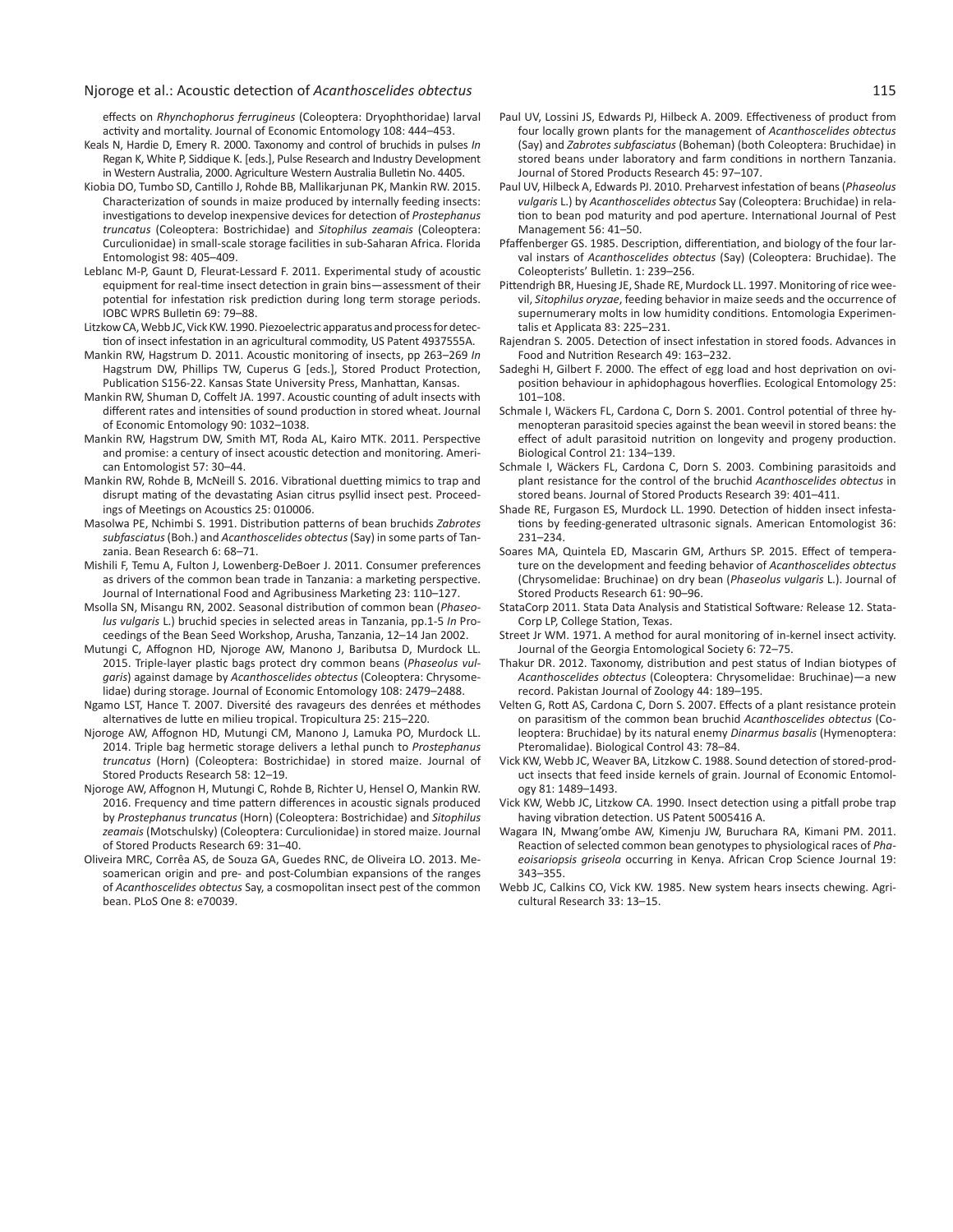effects on *Rhynchophorus ferrugineus* (Coleoptera: Dryophthoridae) larval activity and mortality. Journal of Economic Entomology 108: 444–453.

Keals N, Hardie D, Emery R. 2000. Taxonomy and control of bruchids in pulses *In* Regan K, White P, Siddique K. [eds.], Pulse Research and Industry Development in Western Australia, 2000. Agriculture Western Australia Bulletin No. 4405.

Kiobia DO, Tumbo SD, Cantillo J, Rohde BB, Mallikarjunan PK, Mankin RW. 2015. Characterization of sounds in maize produced by internally feeding insects: investigations to develop inexpensive devices for detection of *Prostephanus truncatus* (Coleoptera: Bostrichidae) and *Sitophilus zeamais* (Coleoptera: Curculionidae) in small-scale storage facilities in sub-Saharan Africa. Florida Entomologist 98: 405–409.

Leblanc M-P, Gaunt D, Fleurat-Lessard F. 2011. Experimental study of acoustic equipment for real-time insect detection in grain bins—assessment of their potential for infestation risk prediction during long term storage periods. IOBC WPRS Bulletin 69: 79–88.

Litzkow CA, Webb JC, Vick KW. 1990. Piezoelectric apparatus and process for detection of insect infestation in an agricultural commodity, US Patent 4937555A.

Mankin RW, Hagstrum D. 2011. Acoustic monitoring of insects, pp 263–269 *In* Hagstrum DW, Phillips TW, Cuperus G [eds.], Stored Product Protection, Publication S156-22. Kansas State University Press, Manhattan, Kansas.

Mankin RW, Shuman D, Coffelt JA. 1997. Acoustic counting of adult insects with different rates and intensities of sound production in stored wheat. Journal of Economic Entomology 90: 1032–1038.

Mankin RW, Hagstrum DW, Smith MT, Roda AL, Kairo MTK. 2011. Perspective and promise: a century of insect acoustic detection and monitoring. American Entomologist 57: 30–44.

Mankin RW, Rohde B, McNeill S. 2016. Vibrational duetting mimics to trap and disrupt mating of the devastating Asian citrus psyllid insect pest. Proceedings of Meetings on Acoustics 25: 010006.

Masolwa PE, Nchimbi S. 1991. Distribution patterns of bean bruchids *Zabrotes subfasciatus* (Boh.) and *Acanthoscelides obtectus* (Say) in some parts of Tanzania. Bean Research 6: 68–71.

Mishili F, Temu A, Fulton J, Lowenberg-DeBoer J. 2011. Consumer preferences as drivers of the common bean trade in Tanzania: a marketing perspective. Journal of International Food and Agribusiness Marketing 23: 110–127.

Msolla SN, Misangu RN, 2002. Seasonal distribution of common bean (*Phaseolus vulgaris* L.) bruchid species in selected areas in Tanzania, pp.1-5 *In* Proceedings of the Bean Seed Workshop, Arusha, Tanzania, 12–14 Jan 2002.

Mutungi C, Affognon HD, Njoroge AW, Manono J, Baributsa D, Murdock LL. 2015. Triple-layer plastic bags protect dry common beans (*Phaseolus vulgaris*) against damage by *Acanthoscelides obtectus* (Coleoptera: Chrysomelidae) during storage. Journal of Economic Entomology 108: 2479–2488.

Ngamo LST, Hance T. 2007. Diversité des ravageurs des denrées et méthodes alternatives de lutte en milieu tropical. Tropicultura 25: 215–220.

Njoroge AW, Affognon HD, Mutungi CM, Manono J, Lamuka PO, Murdock LL. 2014. Triple bag hermetic storage delivers a lethal punch to *Prostephanus truncatus* (Horn) (Coleoptera: Bostrichidae) in stored maize. Journal of Stored Products Research 58: 12–19.

Njoroge AW, Affognon H, Mutungi C, Rohde B, Richter U, Hensel O, Mankin RW. 2016. Frequency and time pattern differences in acoustic signals produced by *Prostephanus truncatus* (Horn) (Coleoptera: Bostrichidae) and *Sitophilus zeamais* (Motschulsky) (Coleoptera: Curculionidae) in stored maize. Journal of Stored Products Research 69: 31–40.

Oliveira MRC, Corrêa AS, de Souza GA, Guedes RNC, de Oliveira LO. 2013. Mesoamerican origin and pre- and post-Columbian expansions of the ranges of *Acanthoscelides obtectus* Say, a cosmopolitan insect pest of the common bean. PLoS One 8: e70039.

Paul UV, Lossini JS, Edwards PJ, Hilbeck A. 2009. Effectiveness of product from four locally grown plants for the management of *Acanthoscelides obtectus* (Say) and *Zabrotes subfasciatus* (Boheman) (both Coleoptera: Bruchidae) in stored beans under laboratory and farm conditions in northern Tanzania. Journal of Stored Products Research 45: 97–107.

Paul UV, Hilbeck A, Edwards PJ. 2010. Preharvest infestation of beans (*Phaseolus vulgaris* L.) by *Acanthoscelides obtectus* Say (Coleoptera: Bruchidae) in relation to bean pod maturity and pod aperture. International Journal of Pest Management 56: 41–50.

Pfaffenberger GS. 1985. Description, differentiation, and biology of the four larval instars of *Acanthoscelides obtectus* (Say) (Coleoptera: Bruchidae). The Coleopterists' Bulletin. 1: 239–256.

Pittendrigh BR, Huesing JE, Shade RE, Murdock LL. 1997. Monitoring of rice weevil, *Sitophilus oryzae*, feeding behavior in maize seeds and the occurrence of supernumerary molts in low humidity conditions. Entomologia Experimentalis et Applicata 83: 225–231.

Rajendran S. 2005. Detection of insect infestation in stored foods. Advances in Food and Nutrition Research 49: 163–232.

Sadeghi H, Gilbert F. 2000. The effect of egg load and host deprivation on oviposition behaviour in aphidophagous hoverflies. Ecological Entomology 25: 101–108.

Schmale I, Wäckers FL, Cardona C, Dorn S. 2001. Control potential of three hymenopteran parasitoid species against the bean weevil in stored beans: the effect of adult parasitoid nutrition on longevity and progeny production. Biological Control 21: 134–139.

Schmale I, Wäckers FL, Cardona C, Dorn S. 2003. Combining parasitoids and plant resistance for the control of the bruchid *Acanthoscelides obtectus* in stored beans. Journal of Stored Products Research 39: 401–411.

Shade RE, Furgason ES, Murdock LL. 1990. Detection of hidden insect infestations by feeding-generated ultrasonic signals. American Entomologist 36: 231–234.

Soares MA, Quintela ED, Mascarin GM, Arthurs SP. 2015. Effect of temperature on the development and feeding behavior of *Acanthoscelides obtectus* (Chrysomelidae: Bruchinae) on dry bean (*Phaseolus vulgaris* L.). Journal of Stored Products Research 61: 90–96.

StataCorp 2011. Stata Data Analysis and Statistical Software*:* Release 12. StataCorp LP, College Station, Texas.

Street Jr WM. 1971. A method for aural monitoring of in-kernel insect activity. Journal of the Georgia Entomological Society 6: 72–75.

Thakur DR. 2012. Taxonomy, distribution and pest status of Indian biotypes of *Acanthoscelides obtectus* (Coleoptera: Chrysomelidae: Bruchinae)—a new record. Pakistan Journal of Zoology 44: 189–195.

Velten G, Rott AS, Cardona C, Dorn S. 2007. Effects of a plant resistance protein on parasitism of the common bean bruchid *Acanthoscelides obtectus* (Coleoptera: Bruchidae) by its natural enemy *Dinarmus basalis* (Hymenoptera: Pteromalidae). Biological Control 43: 78–84.

Vick KW, Webb JC, Weaver BA, Litzkow C. 1988. Sound detection of stored-product insects that feed inside kernels of grain. Journal of Economic Entomology 81: 1489–1493.

Vick KW, Webb JC, Litzkow CA. 1990. Insect detection using a pitfall probe trap having vibration detection. US Patent 5005416 A.

Wagara IN, Mwang'ombe AW, Kimenju JW, Buruchara RA, Kimani PM. 2011. Reaction of selected common bean genotypes to physiological races of *Phaeoisariopsis griseola* occurring in Kenya. African Crop Science Journal 19: 343–355.

Webb JC, Calkins CO, Vick KW. 1985. New system hears insects chewing. Agricultural Research 33: 13–15.